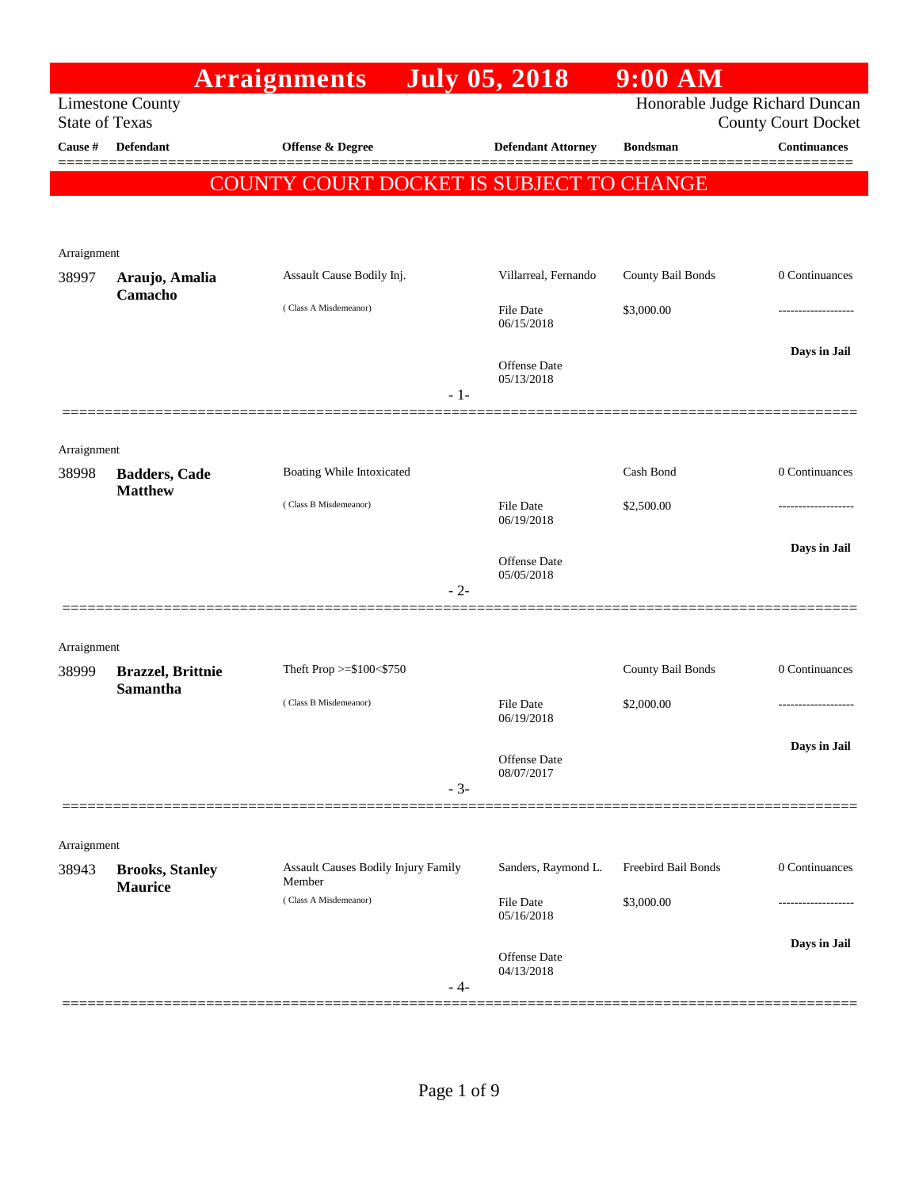# Arraignments July 05, 2018 9:00 AM

Limestone County
State of Texas

Honorable Judge Richard Duncan
County Court Docket

**COUNTY COURT DOCKET IS SUBJECT TO CHANGE**

| Cause # | Defendant | Offense & Degree | Defendant Attorney | Bondsman | Continuances |
|---|---|---|---|---|---|
| Arraignment | | | | | |
| 38997 | **Araujo, Amalia Camacho** | Assault Cause Bodily Inj. (Class A Misdemeanor) | Villarreal, Fernando | County Bail Bonds | 0 Continuances |
| | | | File Date 06/15/2018 | $3,000.00 | ------------------- |
| | | | Offense Date 05/13/2018 | | **Days in Jail** |
| | | - 1- | | | |
| Arraignment | | | | | |
| 38998 | **Badders, Cade Matthew** | Boating While Intoxicated (Class B Misdemeanor) | | Cash Bond | 0 Continuances |
| | | | File Date 06/19/2018 | $2,500.00 | ------------------- |
| | | | Offense Date 05/05/2018 | | **Days in Jail** |
| | | - 2- | | | |
| Arraignment | | | | | |
| 38999 | **Brazzel, Brittnie Samantha** | Theft Prop >=$100<$750 (Class B Misdemeanor) | | County Bail Bonds | 0 Continuances |
| | | | File Date 06/19/2018 | $2,000.00 | ------------------- |
| | | | Offense Date 08/07/2017 | | **Days in Jail** |
| | | - 3- | | | |
| Arraignment | | | | | |
| 38943 | **Brooks, Stanley Maurice** | Assault Causes Bodily Injury Family Member (Class A Misdemeanor) | Sanders, Raymond L. | Freebird Bail Bonds | 0 Continuances |
| | | | File Date 05/16/2018 | $3,000.00 | ------------------- |
| | | | Offense Date 04/13/2018 | | **Days in Jail** |
| | | - 4- | | | |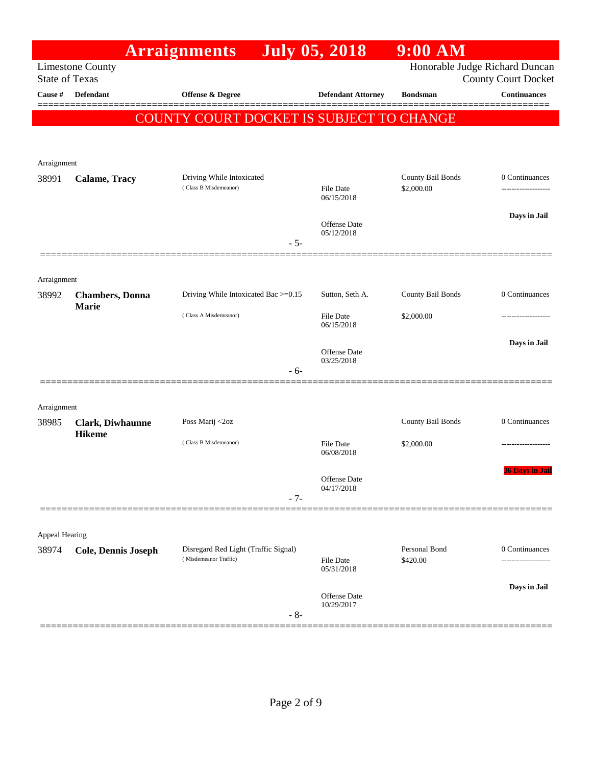# Arraignments July 05, 2018 9:00 AM

Limestone County
State of Texas

Honorable Judge Richard Duncan
County Court Docket

**COUNTY COURT DOCKET IS SUBJECT TO CHANGE**

| Cause # | Defendant | Offense & Degree | Defendant Attorney | Bondsman | Continuances |
|---|---|---|---|---|---|
| Arraignment | | | | | |
| 38991 | **Calame, Tracy** | Driving While Intoxicated (Class B Misdemeanor) | File Date 06/15/2018; Offense Date 05/12/2018 | County Bail Bonds $2,000.00 | 0 Continuances; Days in Jail |
| | | | - 5- | | |
| Arraignment | | | | | |
| 38992 | **Chambers, Donna Marie** | Driving While Intoxicated Bac >=0.15 (Class A Misdemeanor) | Sutton, Seth A.; File Date 06/15/2018; Offense Date 03/25/2018 | County Bail Bonds $2,000.00 | 0 Continuances; Days in Jail |
| | | | - 6- | | |
| Arraignment | | | | | |
| 38985 | **Clark, Diwhaunne Hikeme** | Poss Marij <2oz (Class B Misdemeanor) | File Date 06/08/2018; Offense Date 04/17/2018 | County Bail Bonds $2,000.00 | 0 Continuances; **36 Days in Jail** |
| | | | - 7- | | |
| Appeal Hearing | | | | | |
| 38974 | **Cole, Dennis Joseph** | Disregard Red Light (Traffic Signal) (Misdemeanor Traffic) | File Date 05/31/2018; Offense Date 10/29/2017 | Personal Bond $420.00 | 0 Continuances; Days in Jail |
| | | | - 8- | | |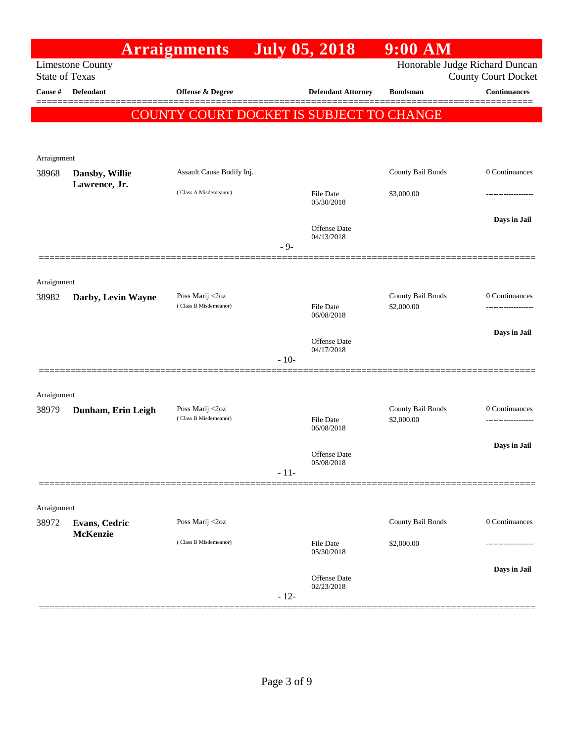# Arraignments July 05, 2018 9:00 AM

Limestone County
State of Texas

Honorable Judge Richard Duncan
County Court Docket

| Cause # | Defendant | Offense & Degree | Defendant Attorney | Bondsman | Continuances |
|---|---|---|---|---|---|

**COUNTY COURT DOCKET IS SUBJECT TO CHANGE**

Arraignment

| Cause # | Defendant | Offense & Degree | Defendant Attorney | Bondsman | Continuances |
|---|---|---|---|---|---|
| 38968 | **Dansby, Willie Lawrence, Jr.** | Assault Cause Bodily Inj. ( Class A Misdemeanor) | File Date 05/30/2018; Offense Date 04/13/2018 | County Bail Bonds $3,000.00 | 0 Continuances; Days in Jail |

- 9-

Arraignment

| Cause # | Defendant | Offense & Degree | Defendant Attorney | Bondsman | Continuances |
|---|---|---|---|---|---|
| 38982 | **Darby, Levin Wayne** | Poss Marij <2oz ( Class B Misdemeanor) | File Date 06/08/2018; Offense Date 04/17/2018 | County Bail Bonds $2,000.00 | 0 Continuances; Days in Jail |

- 10-

Arraignment

| Cause # | Defendant | Offense & Degree | Defendant Attorney | Bondsman | Continuances |
|---|---|---|---|---|---|
| 38979 | **Dunham, Erin Leigh** | Poss Marij <2oz ( Class B Misdemeanor) | File Date 06/08/2018; Offense Date 05/08/2018 | County Bail Bonds $2,000.00 | 0 Continuances; Days in Jail |

- 11-

Arraignment

| Cause # | Defendant | Offense & Degree | Defendant Attorney | Bondsman | Continuances |
|---|---|---|---|---|---|
| 38972 | **Evans, Cedric McKenzie** | Poss Marij <2oz ( Class B Misdemeanor) | File Date 05/30/2018; Offense Date 02/23/2018 | County Bail Bonds $2,000.00 | 0 Continuances; Days in Jail |

- 12-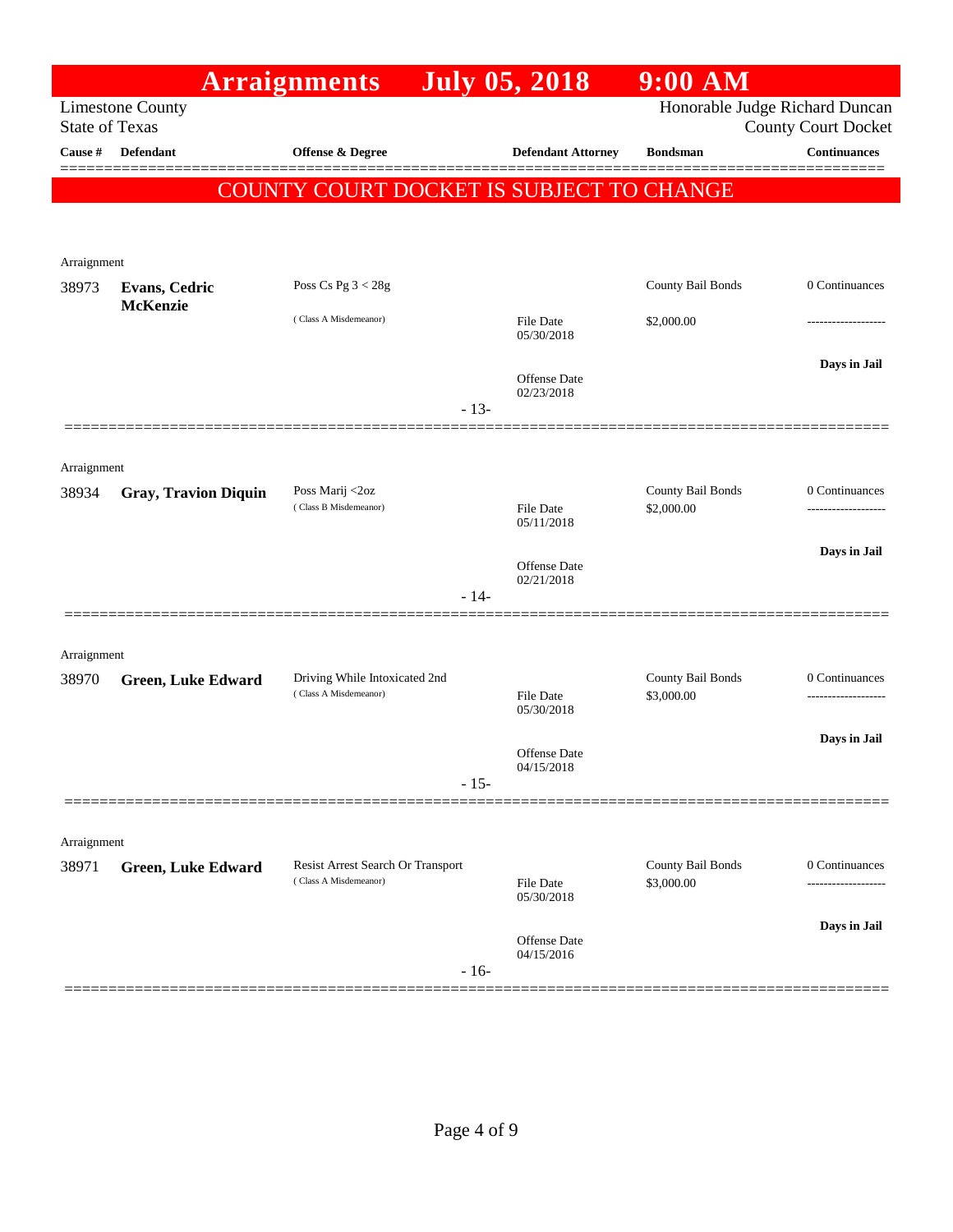# Arraignments July 05, 2018 9:00 AM

Limestone County
State of Texas

Honorable Judge Richard Duncan
County Court Docket

**COUNTY COURT DOCKET IS SUBJECT TO CHANGE**

| Cause # | Defendant | Offense & Degree | Defendant Attorney | Bondsman | Continuances |
|---|---|---|---|---|---|
| Arraignment | | | | | |
| 38973 | **Evans, Cedric McKenzie** | Poss Cs Pg 3 < 28g (Class A Misdemeanor) | File Date 05/30/2018; Offense Date 02/23/2018 | County Bail Bonds $2,000.00 | 0 Continuances; Days in Jail |
| | | | - 13- | | |
| Arraignment | | | | | |
| 38934 | **Gray, Travion Diquin** | Poss Marij <2oz (Class B Misdemeanor) | File Date 05/11/2018; Offense Date 02/21/2018 | County Bail Bonds $2,000.00 | 0 Continuances; Days in Jail |
| | | | - 14- | | |
| Arraignment | | | | | |
| 38970 | **Green, Luke Edward** | Driving While Intoxicated 2nd (Class A Misdemeanor) | File Date 05/30/2018; Offense Date 04/15/2018 | County Bail Bonds $3,000.00 | 0 Continuances; Days in Jail |
| | | | - 15- | | |
| Arraignment | | | | | |
| 38971 | **Green, Luke Edward** | Resist Arrest Search Or Transport (Class A Misdemeanor) | File Date 05/30/2018; Offense Date 04/15/2016 | County Bail Bonds $3,000.00 | 0 Continuances; Days in Jail |
| | | | - 16- | | |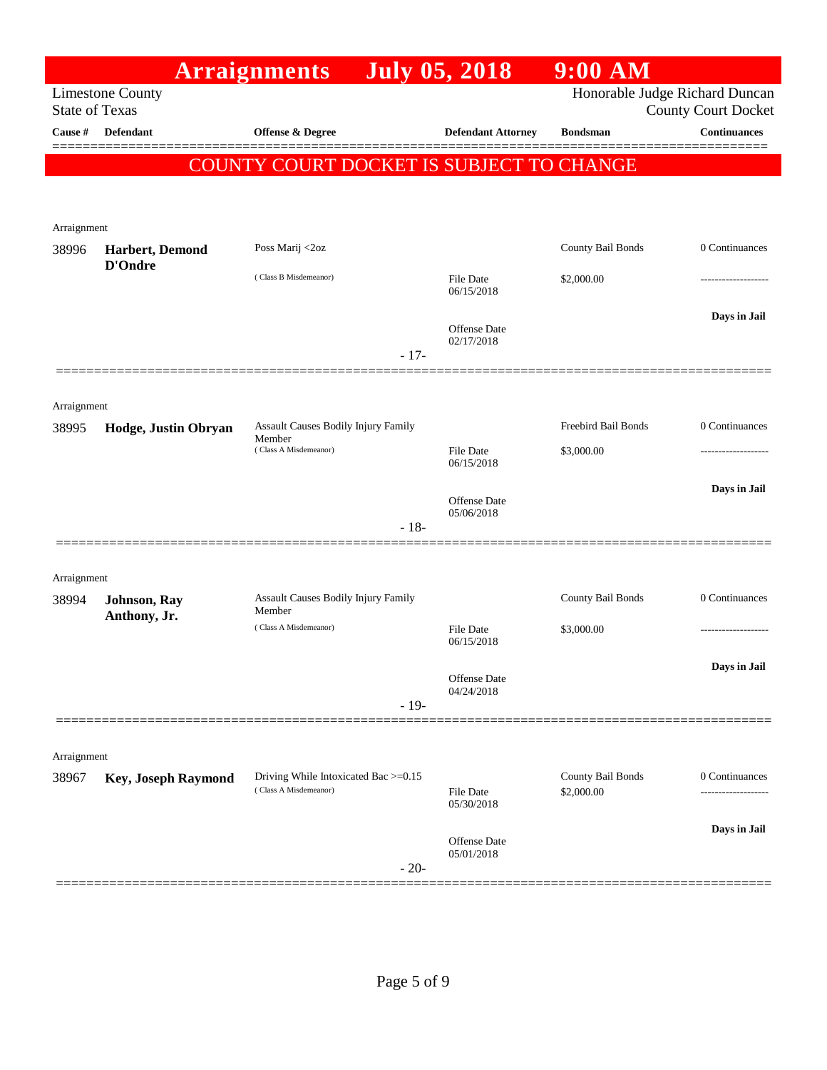# Arraignments July 05, 2018 9:00 AM

Limestone County
State of Texas

Honorable Judge Richard Duncan
County Court Docket

**COUNTY COURT DOCKET IS SUBJECT TO CHANGE**

| Cause # | Defendant | Offense & Degree | Defendant Attorney | Bondsman | Continuances |
|---|---|---|---|---|---|
| Arraignment | | | | | |
| 38996 | **Harbert, Demond D'Ondre** | Poss Marij <2oz (Class B Misdemeanor) | File Date 06/15/2018; Offense Date 02/17/2018 | County Bail Bonds $2,000.00 | 0 Continuances; Days in Jail |
| | | - 17- | | | |
| Arraignment | | | | | |
| 38995 | **Hodge, Justin Obryan** | Assault Causes Bodily Injury Family Member (Class A Misdemeanor) | File Date 06/15/2018; Offense Date 05/06/2018 | Freebird Bail Bonds $3,000.00 | 0 Continuances; Days in Jail |
| | | - 18- | | | |
| Arraignment | | | | | |
| 38994 | **Johnson, Ray Anthony, Jr.** | Assault Causes Bodily Injury Family Member (Class A Misdemeanor) | File Date 06/15/2018; Offense Date 04/24/2018 | County Bail Bonds $3,000.00 | 0 Continuances; Days in Jail |
| | | - 19- | | | |
| Arraignment | | | | | |
| 38967 | **Key, Joseph Raymond** | Driving While Intoxicated Bac >=0.15 (Class A Misdemeanor) | File Date 05/30/2018; Offense Date 05/01/2018 | County Bail Bonds $2,000.00 | 0 Continuances; Days in Jail |
| | | - 20- | | | |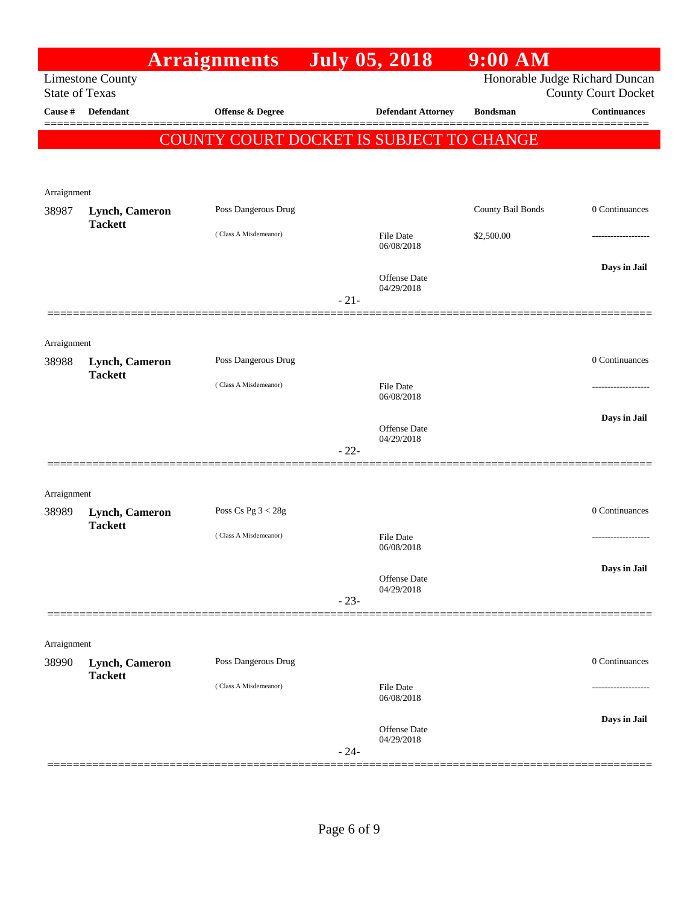# Arraignments July 05, 2018 9:00 AM

Limestone County
State of Texas

Honorable Judge Richard Duncan
County Court Docket

| Cause # | Defendant | Offense & Degree | Defendant Attorney | Bondsman | Continuances |
|---|---|---|---|---|---|

**COUNTY COURT DOCKET IS SUBJECT TO CHANGE**

---

Arraignment

| Cause # | Defendant | Offense & Degree | Defendant Attorney | Bondsman | Continuances |
|---|---|---|---|---|---|
| 38987 | **Lynch, Cameron Tackett** | Poss Dangerous Drug ( Class A Misdemeanor) | File Date 06/08/2018 Offense Date 04/29/2018 | County Bail Bonds $2,500.00 | 0 Continuances ------------------- **Days in Jail** |

- 21-

---

Arraignment

| Cause # | Defendant | Offense & Degree | Defendant Attorney | Bondsman | Continuances |
|---|---|---|---|---|---|
| 38988 | **Lynch, Cameron Tackett** | Poss Dangerous Drug ( Class A Misdemeanor) | File Date 06/08/2018 Offense Date 04/29/2018 | | 0 Continuances ------------------- **Days in Jail** |

- 22-

---

Arraignment

| Cause # | Defendant | Offense & Degree | Defendant Attorney | Bondsman | Continuances |
|---|---|---|---|---|---|
| 38989 | **Lynch, Cameron Tackett** | Poss Cs Pg 3 < 28g ( Class A Misdemeanor) | File Date 06/08/2018 Offense Date 04/29/2018 | | 0 Continuances ------------------- **Days in Jail** |

- 23-

---

Arraignment

| Cause # | Defendant | Offense & Degree | Defendant Attorney | Bondsman | Continuances |
|---|---|---|---|---|---|
| 38990 | **Lynch, Cameron Tackett** | Poss Dangerous Drug ( Class A Misdemeanor) | File Date 06/08/2018 Offense Date 04/29/2018 | | 0 Continuances ------------------- **Days in Jail** |

- 24-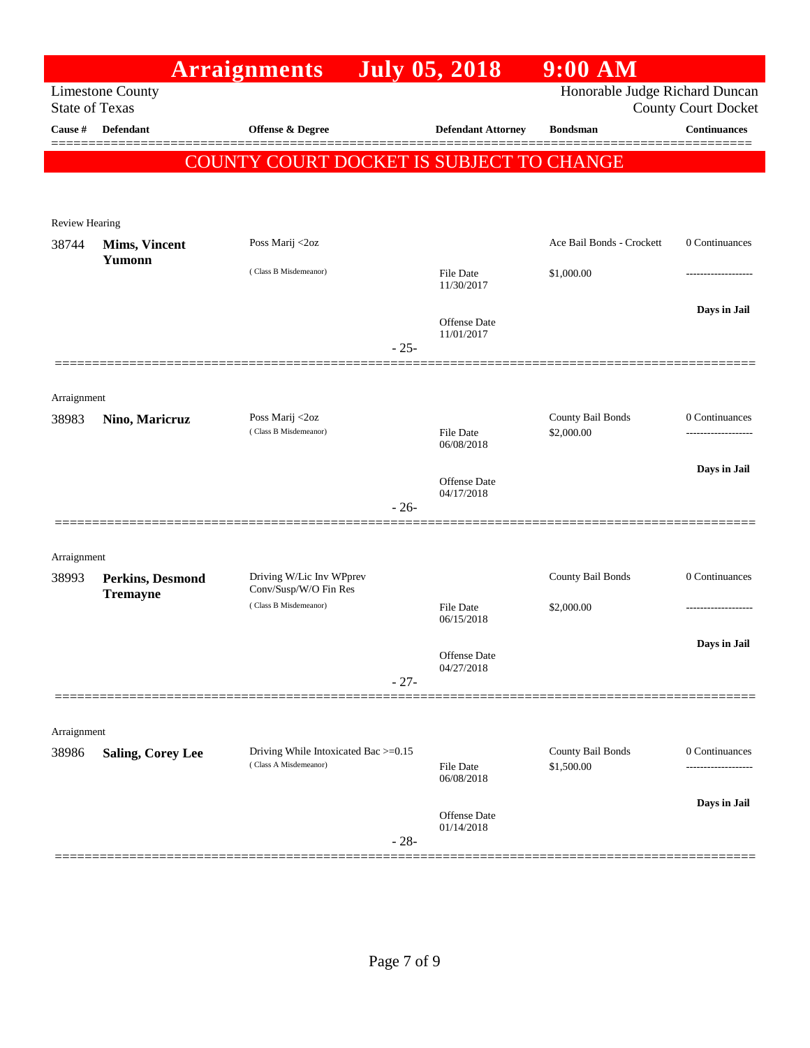# Arraignments July 05, 2018 9:00 AM

Limestone County
State of Texas

Honorable Judge Richard Duncan
County Court Docket

## COUNTY COURT DOCKET IS SUBJECT TO CHANGE

| Cause # | Defendant | Offense & Degree | Defendant Attorney | Bondsman | Continuances |
|---|---|---|---|---|---|
| **Review Hearing** | | | | | |
| 38744 | **Mims, Vincent Yumonn** | Poss Marij <2oz (Class B Misdemeanor) | File Date 11/30/2017; Offense Date 11/01/2017 | Ace Bail Bonds - Crockett; $1,000.00 | 0 Continuances; Days in Jail |
| | | | - 25- | | |
| **Arraignment** | | | | | |
| 38983 | **Nino, Maricruz** | Poss Marij <2oz (Class B Misdemeanor) | File Date 06/08/2018; Offense Date 04/17/2018 | County Bail Bonds; $2,000.00 | 0 Continuances; Days in Jail |
| | | | - 26- | | |
| **Arraignment** | | | | | |
| 38993 | **Perkins, Desmond Tremayne** | Driving W/Lic Inv WPprev Conv/Susp/W/O Fin Res (Class B Misdemeanor) | File Date 06/15/2018; Offense Date 04/27/2018 | County Bail Bonds; $2,000.00 | 0 Continuances; Days in Jail |
| | | | - 27- | | |
| **Arraignment** | | | | | |
| 38986 | **Saling, Corey Lee** | Driving While Intoxicated Bac >=0.15 (Class A Misdemeanor) | File Date 06/08/2018; Offense Date 01/14/2018 | County Bail Bonds; $1,500.00 | 0 Continuances; Days in Jail |
| | | | - 28- | | |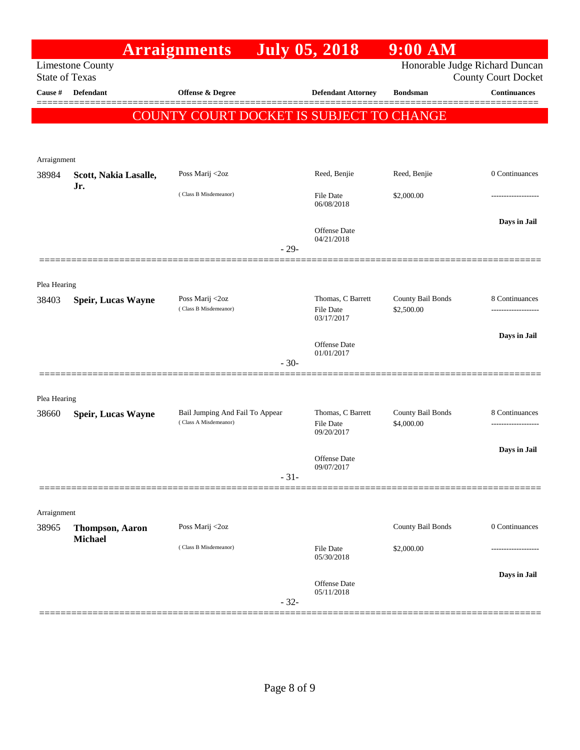# Arraignments July 05, 2018 9:00 AM

Limestone County
State of Texas

Honorable Judge Richard Duncan
County Court Docket

| Cause # | Defendant | Offense & Degree | Defendant Attorney | Bondsman | Continuances |
|---|---|---|---|---|---|

COUNTY COURT DOCKET IS SUBJECT TO CHANGE

Arraignment

| Cause # | Defendant | Offense & Degree | Defendant Attorney | Bondsman | Continuances |
|---|---|---|---|---|---|
| 38984 | **Scott, Nakia Lasalle, Jr.** | Poss Marij <2oz (Class B Misdemeanor) | Reed, Benjie | Reed, Benjie | 0 Continuances |
| | | | File Date 06/08/2018 | $2,000.00 | ------------------- |
| | | | Offense Date 04/21/2018 | | **Days in Jail** |

- 29-

Plea Hearing

| Cause # | Defendant | Offense & Degree | Defendant Attorney | Bondsman | Continuances |
|---|---|---|---|---|---|
| 38403 | **Speir, Lucas Wayne** | Poss Marij <2oz (Class B Misdemeanor) | Thomas, C Barrett | County Bail Bonds | 8 Continuances |
| | | | File Date 03/17/2017 | $2,500.00 | ------------------- |
| | | | Offense Date 01/01/2017 | | **Days in Jail** |

- 30-

Plea Hearing

| Cause # | Defendant | Offense & Degree | Defendant Attorney | Bondsman | Continuances |
|---|---|---|---|---|---|
| 38660 | **Speir, Lucas Wayne** | Bail Jumping And Fail To Appear (Class A Misdemeanor) | Thomas, C Barrett | County Bail Bonds | 8 Continuances |
| | | | File Date 09/20/2017 | $4,000.00 | ------------------- |
| | | | Offense Date 09/07/2017 | | **Days in Jail** |

- 31-

Arraignment

| Cause # | Defendant | Offense & Degree | Defendant Attorney | Bondsman | Continuances |
|---|---|---|---|---|---|
| 38965 | **Thompson, Aaron Michael** | Poss Marij <2oz (Class B Misdemeanor) | | County Bail Bonds | 0 Continuances |
| | | | File Date 05/30/2018 | $2,000.00 | ------------------- |
| | | | Offense Date 05/11/2018 | | **Days in Jail** |

- 32-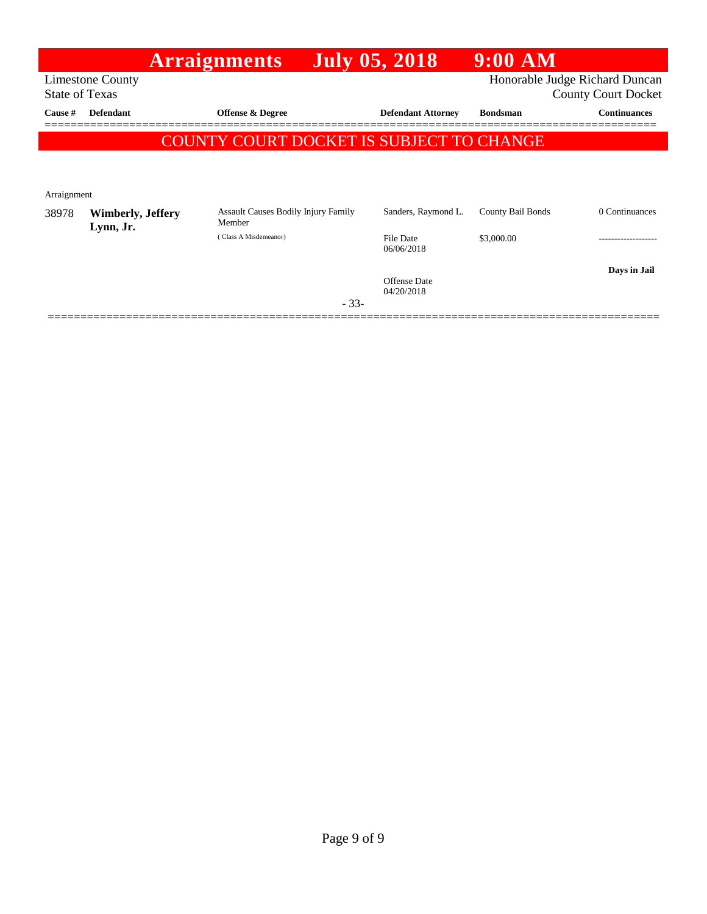# Arraignments July 05, 2018 9:00 AM

Limestone County
State of Texas

Honorable Judge Richard Duncan
County Court Docket

| Cause # | Defendant | Offense & Degree | Defendant Attorney | Bondsman | Continuances |
| --- | --- | --- | --- | --- | --- |

**COUNTY COURT DOCKET IS SUBJECT TO CHANGE**

Arraignment

| Cause # | Defendant | Offense & Degree | Defendant Attorney | Bondsman | Continuances |
| --- | --- | --- | --- | --- | --- |
| 38978 | **Wimberly, Jeffery Lynn, Jr.** | Assault Causes Bodily Injury Family Member | Sanders, Raymond L. | County Bail Bonds | 0 Continuances |
| | | ( Class A Misdemeanor) | File Date 06/06/2018 | $3,000.00 | ------------------- |
| | | | Offense Date 04/20/2018 | | **Days in Jail** |

- 33-